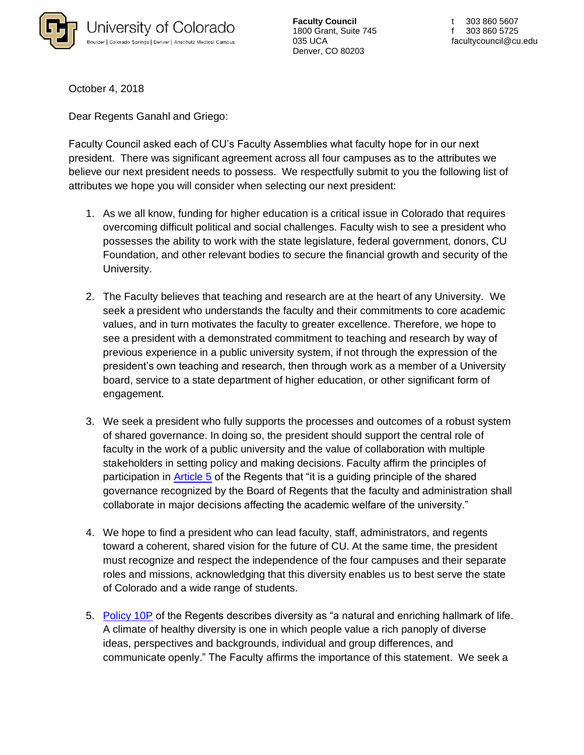University of Colorado
Boulder | Colorado Springs | Denver | Anschutz Medical Campus

**Faculty Council**
1800 Grant, Suite 745
035 UCA
Denver, CO 80203

t 303 860 5607
f 303 860 5725
facultycouncil@cu.edu

October 4, 2018

Dear Regents Ganahl and Griego:

Faculty Council asked each of CU's Faculty Assemblies what faculty hope for in our next president. There was significant agreement across all four campuses as to the attributes we believe our next president needs to possess. We respectfully submit to you the following list of attributes we hope you will consider when selecting our next president:

1. As we all know, funding for higher education is a critical issue in Colorado that requires overcoming difficult political and social challenges. Faculty wish to see a president who possesses the ability to work with the state legislature, federal government, donors, CU Foundation, and other relevant bodies to secure the financial growth and security of the University.

2. The Faculty believes that teaching and research are at the heart of any University. We seek a president who understands the faculty and their commitments to core academic values, and in turn motivates the faculty to greater excellence. Therefore, we hope to see a president with a demonstrated commitment to teaching and research by way of previous experience in a public university system, if not through the expression of the president's own teaching and research, then through work as a member of a University board, service to a state department of higher education, or other significant form of engagement.

3. We seek a president who fully supports the processes and outcomes of a robust system of shared governance. In doing so, the president should support the central role of faculty in the work of a public university and the value of collaboration with multiple stakeholders in setting policy and making decisions. Faculty affirm the principles of participation in Article 5 of the Regents that "it is a guiding principle of the shared governance recognized by the Board of Regents that the faculty and administration shall collaborate in major decisions affecting the academic welfare of the university."

4. We hope to find a president who can lead faculty, staff, administrators, and regents toward a coherent, shared vision for the future of CU. At the same time, the president must recognize and respect the independence of the four campuses and their separate roles and missions, acknowledging that this diversity enables us to best serve the state of Colorado and a wide range of students.

5. Policy 10P of the Regents describes diversity as "a natural and enriching hallmark of life. A climate of healthy diversity is one in which people value a rich panoply of diverse ideas, perspectives and backgrounds, individual and group differences, and communicate openly." The Faculty affirms the importance of this statement. We seek a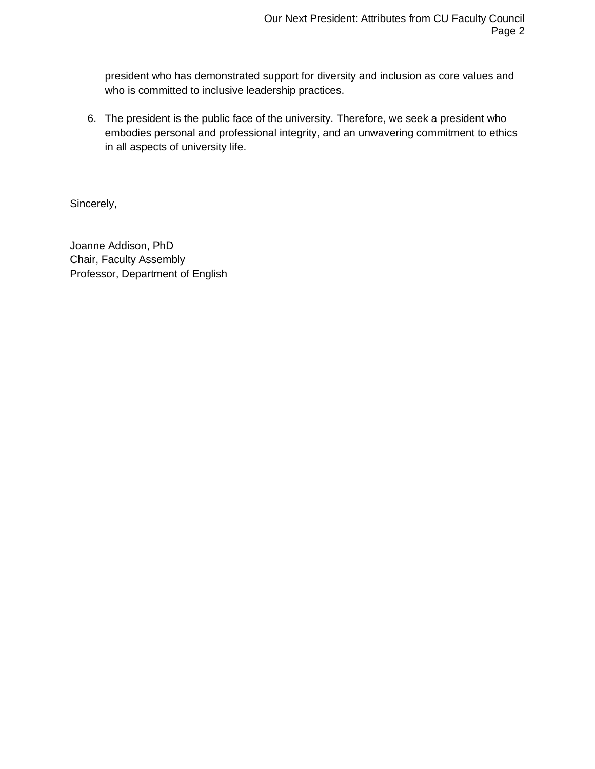president who has demonstrated support for diversity and inclusion as core values and who is committed to inclusive leadership practices.

6. The president is the public face of the university. Therefore, we seek a president who embodies personal and professional integrity, and an unwavering commitment to ethics in all aspects of university life.

Sincerely,

Joanne Addison, PhD
Chair, Faculty Assembly
Professor, Department of English